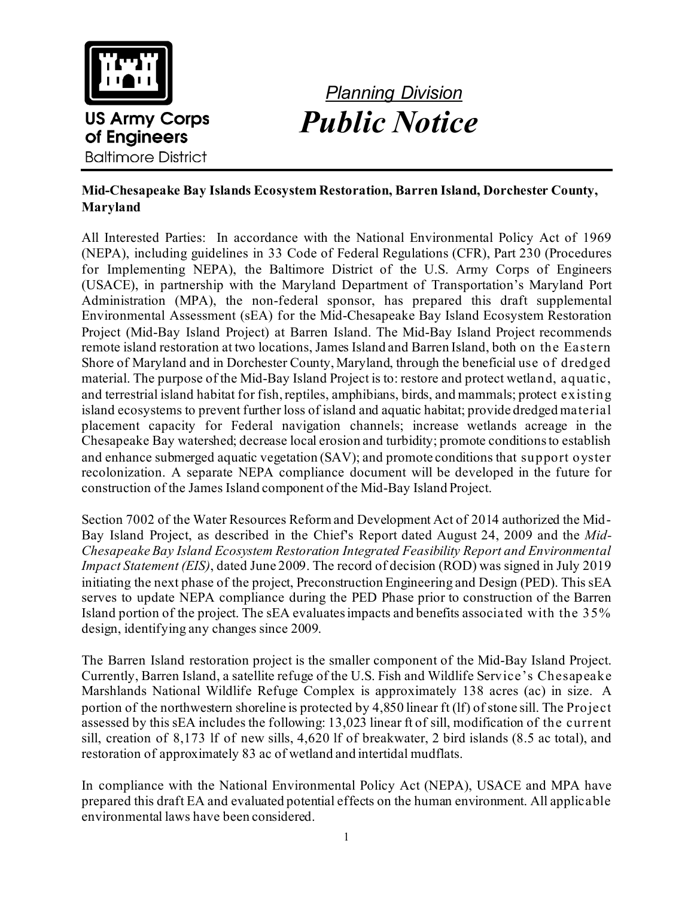US Army Corps of Engineers
Baltimore District

*Planning Division*

# *Public Notice*

**Mid-Chesapeake Bay Islands Ecosystem Restoration, Barren Island, Dorchester County, Maryland**

All Interested Parties: In accordance with the National Environmental Policy Act of 1969 (NEPA), including guidelines in 33 Code of Federal Regulations (CFR), Part 230 (Procedures for Implementing NEPA), the Baltimore District of the U.S. Army Corps of Engineers (USACE), in partnership with the Maryland Department of Transportation's Maryland Port Administration (MPA), the non-federal sponsor, has prepared this draft supplemental Environmental Assessment (sEA) for the Mid-Chesapeake Bay Island Ecosystem Restoration Project (Mid-Bay Island Project) at Barren Island. The Mid-Bay Island Project recommends remote island restoration at two locations, James Island and Barren Island, both on the Eastern Shore of Maryland and in Dorchester County, Maryland, through the beneficial use of dredged material. The purpose of the Mid-Bay Island Project is to: restore and protect wetland, aquatic, and terrestrial island habitat for fish, reptiles, amphibians, birds, and mammals; protect existing island ecosystems to prevent further loss of island and aquatic habitat; provide dredged material placement capacity for Federal navigation channels; increase wetlands acreage in the Chesapeake Bay watershed; decrease local erosion and turbidity; promote conditions to establish and enhance submerged aquatic vegetation (SAV); and promote conditions that support oyster recolonization. A separate NEPA compliance document will be developed in the future for construction of the James Island component of the Mid-Bay Island Project.

Section 7002 of the Water Resources Reform and Development Act of 2014 authorized the Mid-Bay Island Project, as described in the Chief's Report dated August 24, 2009 and the *Mid-Chesapeake Bay Island Ecosystem Restoration Integrated Feasibility Report and Environmental Impact Statement (EIS)*, dated June 2009. The record of decision (ROD) was signed in July 2019 initiating the next phase of the project, Preconstruction Engineering and Design (PED). This sEA serves to update NEPA compliance during the PED Phase prior to construction of the Barren Island portion of the project. The sEA evaluates impacts and benefits associated with the 35% design, identifying any changes since 2009.

The Barren Island restoration project is the smaller component of the Mid-Bay Island Project. Currently, Barren Island, a satellite refuge of the U.S. Fish and Wildlife Service's Chesapeake Marshlands National Wildlife Refuge Complex is approximately 138 acres (ac) in size. A portion of the northwestern shoreline is protected by 4,850 linear ft (lf) of stone sill. The Project assessed by this sEA includes the following: 13,023 linear ft of sill, modification of the current sill, creation of 8,173 lf of new sills, 4,620 lf of breakwater, 2 bird islands (8.5 ac total), and restoration of approximately 83 ac of wetland and intertidal mudflats.

In compliance with the National Environmental Policy Act (NEPA), USACE and MPA have prepared this draft EA and evaluated potential effects on the human environment. All applicable environmental laws have been considered.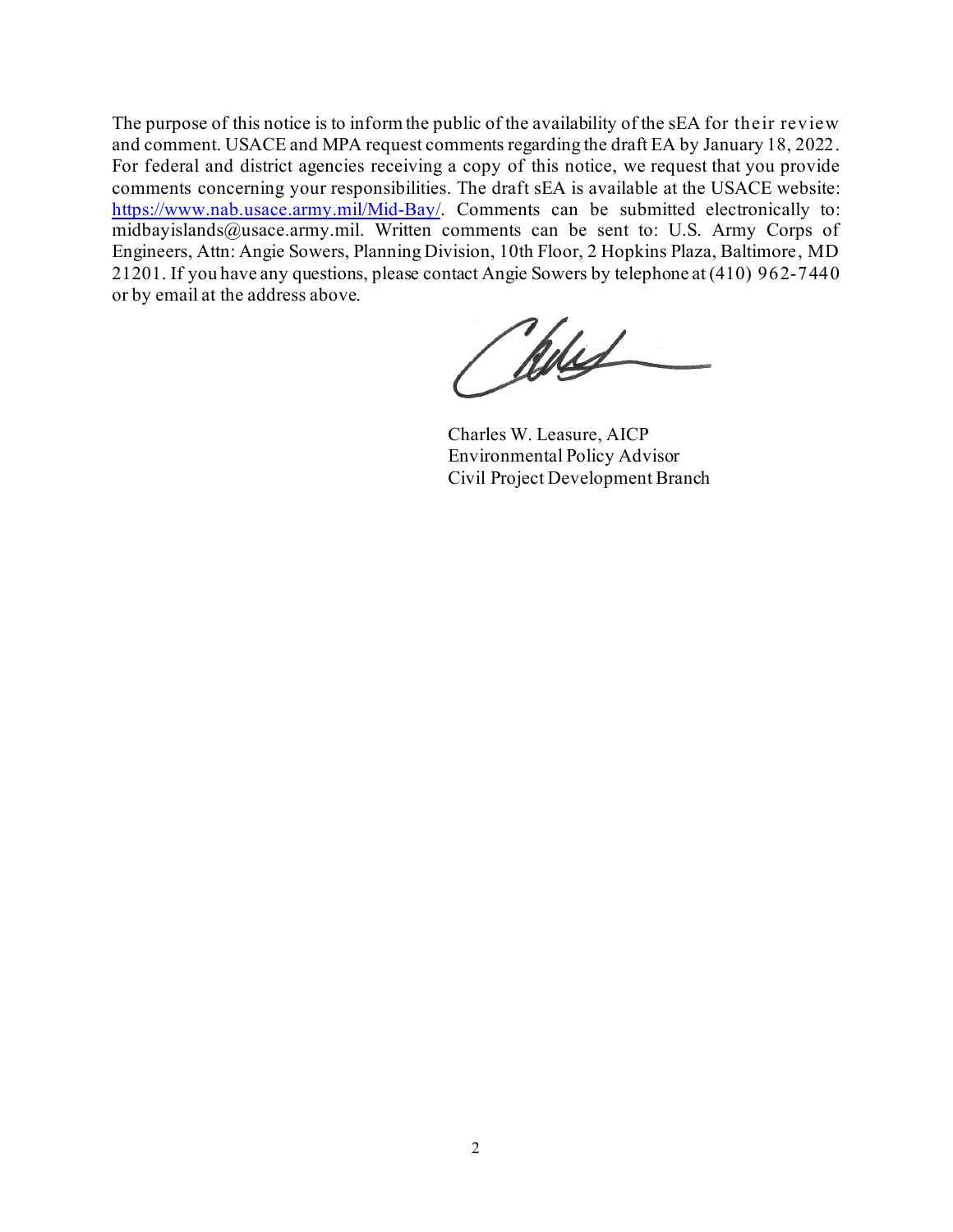The purpose of this notice is to inform the public of the availability of the sEA for their review and comment. USACE and MPA request comments regarding the draft EA by January 18, 2022. For federal and district agencies receiving a copy of this notice, we request that you provide comments concerning your responsibilities. The draft sEA is available at the USACE website: [https://www.nab.usace.army.mil/Mid-Bay/](https://www.nab.usace.army.mil/Mid-Bay/). Comments can be submitted electronically to: midbayislands@usace.army.mil. Written comments can be sent to: U.S. Army Corps of Engineers, Attn: Angie Sowers, Planning Division, 10th Floor, 2 Hopkins Plaza, Baltimore, MD 21201. If you have any questions, please contact Angie Sowers by telephone at (410) 962-7440 or by email at the address above.

Charles W. Leasure, AICP
Environmental Policy Advisor
Civil Project Development Branch